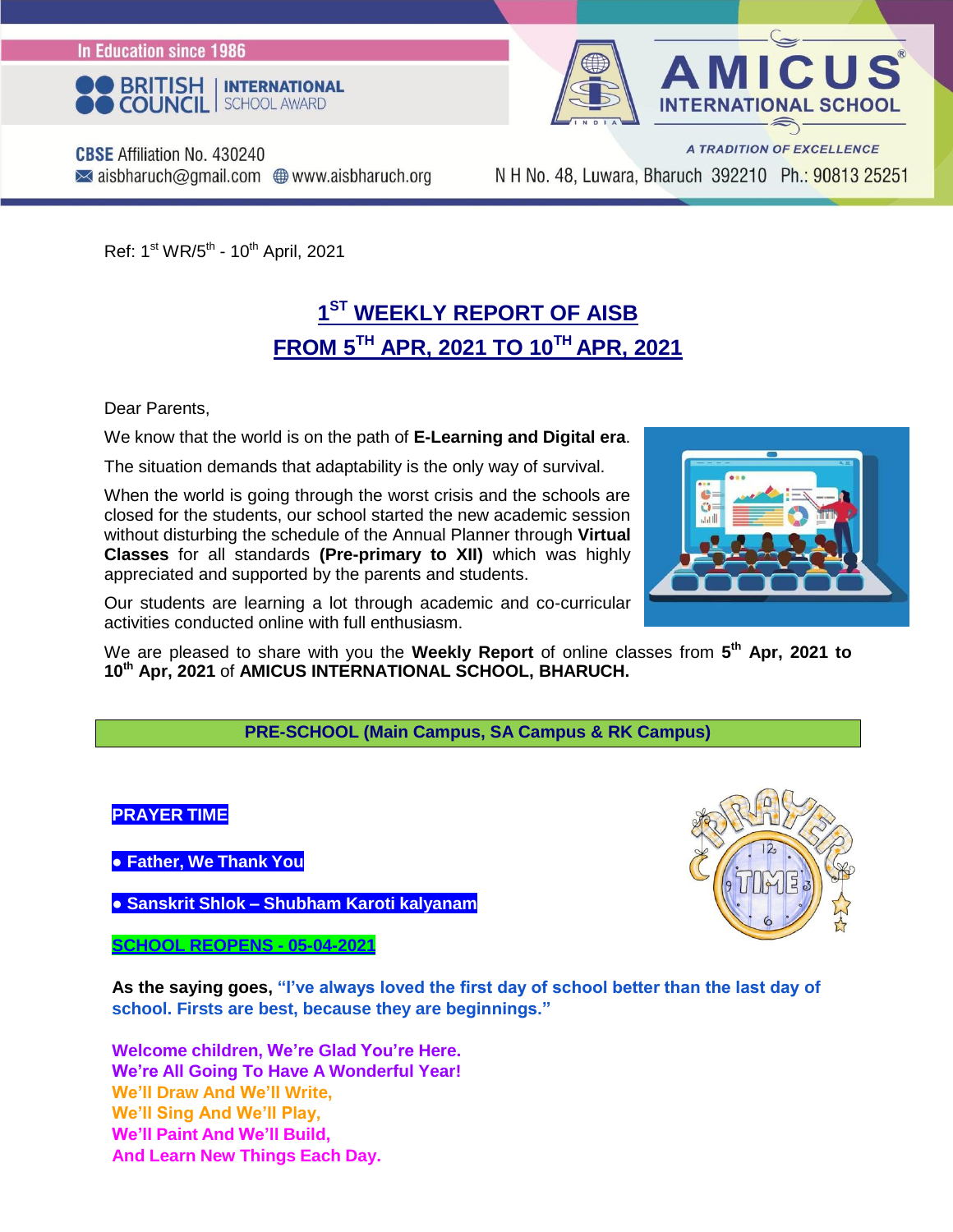In Education since 1986

BRITISH COUNCIL | INTERNATIONAL SCHOOL AWARD

**AMICUS INTERNATIONAL SCHOOL**

*A TRADITION OF EXCELLENCE*

**CBSE** Affiliation No. 430240
aisbharuch@gmail.com www.aisbharuch.org

N H No. 48, Luwara, Bharuch 392210 Ph.: 90813 25251

Ref: 1st WR/5th - 10th April, 2021

# 1ST WEEKLY REPORT OF AISB FROM 5TH APR, 2021 TO 10TH APR, 2021

Dear Parents,

We know that the world is on the path of **E-Learning and Digital era**.

The situation demands that adaptability is the only way of survival.

When the world is going through the worst crisis and the schools are closed for the students, our school started the new academic session without disturbing the schedule of the Annual Planner through **Virtual Classes** for all standards **(Pre-primary to XII)** which was highly appreciated and supported by the parents and students.

Our students are learning a lot through academic and co-curricular activities conducted online with full enthusiasm.

We are pleased to share with you the **Weekly Report** of online classes from **5th Apr, 2021 to 10th Apr, 2021** of **AMICUS INTERNATIONAL SCHOOL, BHARUCH.**

## PRE-SCHOOL (Main Campus, SA Campus & RK Campus)

**PRAYER TIME**

- **Father, We Thank You**
- **Sanskrit Shlok – Shubham Karoti kalyanam**

**SCHOOL REOPENS - 05-04-2021**

**As the saying goes, "I've always loved the first day of school better than the last day of school. Firsts are best, because they are beginnings."**

**Welcome children, We're Glad You're Here.**
**We're All Going To Have A Wonderful Year!**
**We'll Draw And We'll Write,**
**We'll Sing And We'll Play,**
**We'll Paint And We'll Build,**
**And Learn New Things Each Day.**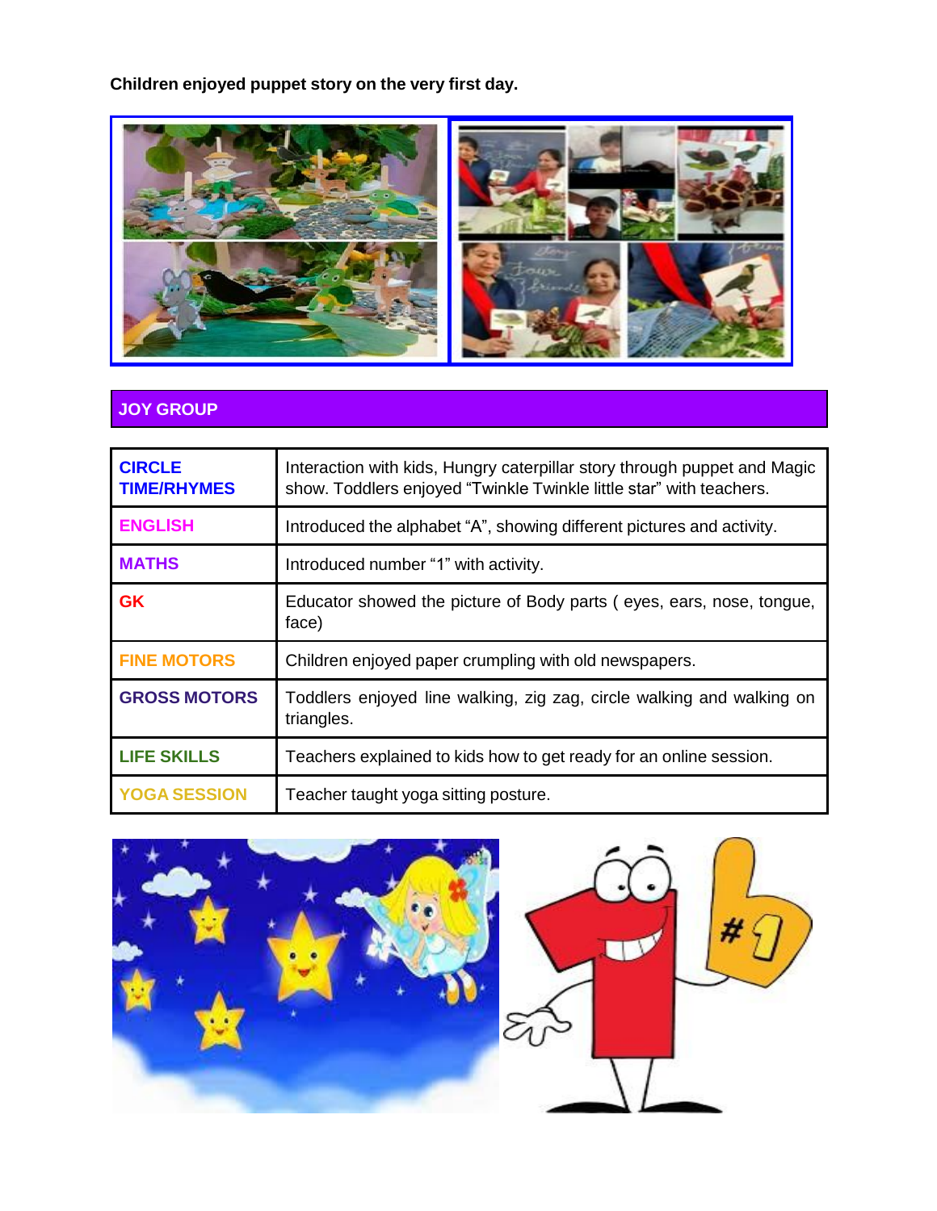**Children enjoyed puppet story on the very first day.**

## JOY GROUP

| | |
|---|---|
| **CIRCLE TIME/RHYMES** | Interaction with kids, Hungry caterpillar story through puppet and Magic show. Toddlers enjoyed “Twinkle Twinkle little star” with teachers. |
| **ENGLISH** | Introduced the alphabet “A”, showing different pictures and activity. |
| **MATHS** | Introduced number “1” with activity. |
| **GK** | Educator showed the picture of Body parts ( eyes, ears, nose, tongue, face) |
| **FINE MOTORS** | Children enjoyed paper crumpling with old newspapers. |
| **GROSS MOTORS** | Toddlers enjoyed line walking, zig zag, circle walking and walking on triangles. |
| **LIFE SKILLS** | Teachers explained to kids how to get ready for an online session. |
| **YOGA SESSION** | Teacher taught yoga sitting posture. |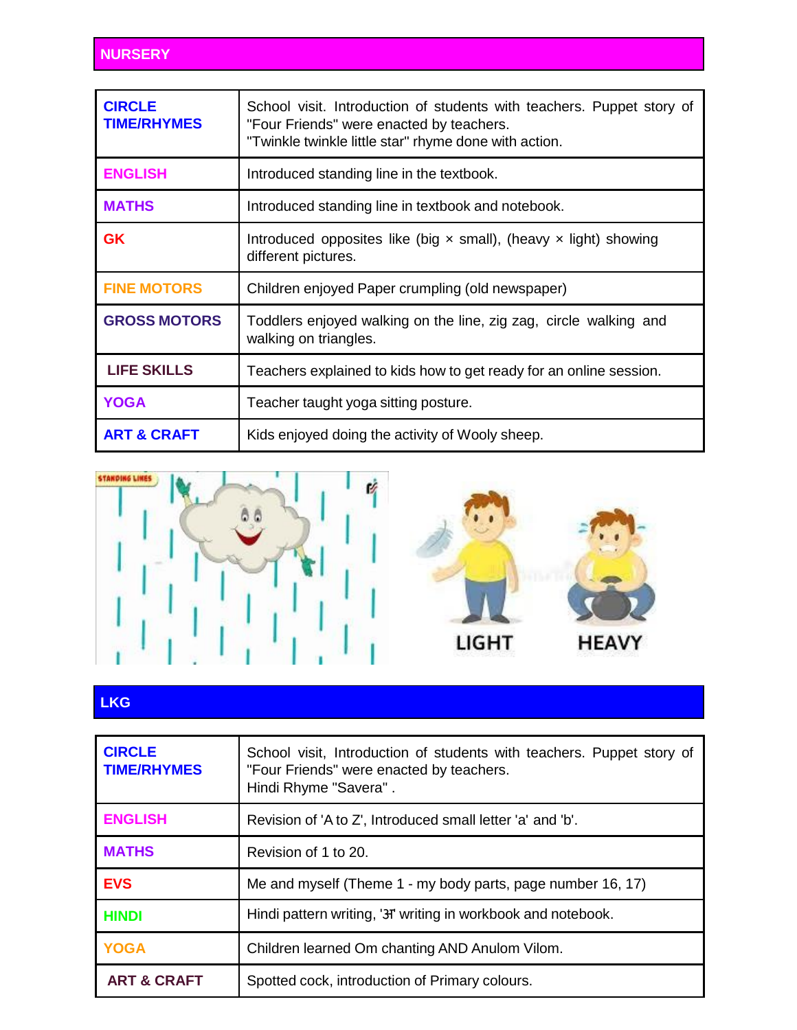## NURSERY

| | |
|---|---|
| **CIRCLE TIME/RHYMES** | School visit. Introduction of students with teachers. Puppet story of "Four Friends" were enacted by teachers. "Twinkle twinkle little star" rhyme done with action. |
| **ENGLISH** | Introduced standing line in the textbook. |
| **MATHS** | Introduced standing line in textbook and notebook. |
| **GK** | Introduced opposites like (big × small), (heavy × light) showing different pictures. |
| **FINE MOTORS** | Children enjoyed Paper crumpling (old newspaper) |
| **GROSS MOTORS** | Toddlers enjoyed walking on the line, zig zag, circle walking and walking on triangles. |
| **LIFE SKILLS** | Teachers explained to kids how to get ready for an online session. |
| **YOGA** | Teacher taught yoga sitting posture. |
| **ART & CRAFT** | Kids enjoyed doing the activity of Wooly sheep. |

## LKG

| | |
|---|---|
| **CIRCLE TIME/RHYMES** | School visit, Introduction of students with teachers. Puppet story of "Four Friends" were enacted by teachers. Hindi Rhyme "Savera" . |
| **ENGLISH** | Revision of 'A to Z', Introduced small letter 'a' and 'b'. |
| **MATHS** | Revision of 1 to 20. |
| **EVS** | Me and myself (Theme 1 - my body parts, page number 16, 17) |
| **HINDI** | Hindi pattern writing, 'अ' writing in workbook and notebook. |
| **YOGA** | Children learned Om chanting AND Anulom Vilom. |
| **ART & CRAFT** | Spotted cock, introduction of Primary colours. |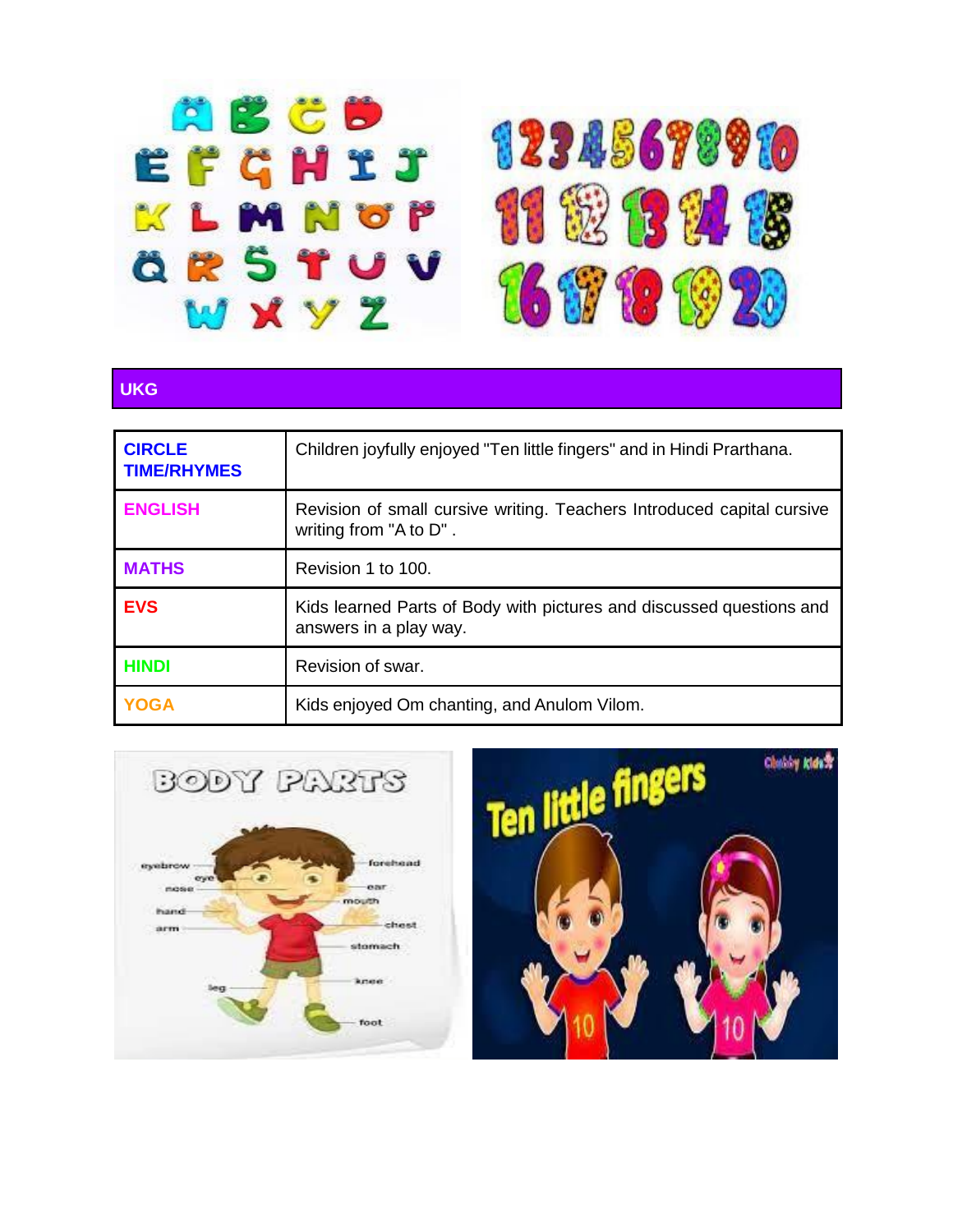## UKG

| | |
|---|---|
| **CIRCLE TIME/RHYMES** | Children joyfully enjoyed "Ten little fingers" and in Hindi Prarthana. |
| **ENGLISH** | Revision of small cursive writing. Teachers Introduced capital cursive writing from "A to D" . |
| **MATHS** | Revision 1 to 100. |
| **EVS** | Kids learned Parts of Body with pictures and discussed questions and answers in a play way. |
| **HINDI** | Revision of swar. |
| **YOGA** | Kids enjoyed Om chanting, and Anulom Vilom. |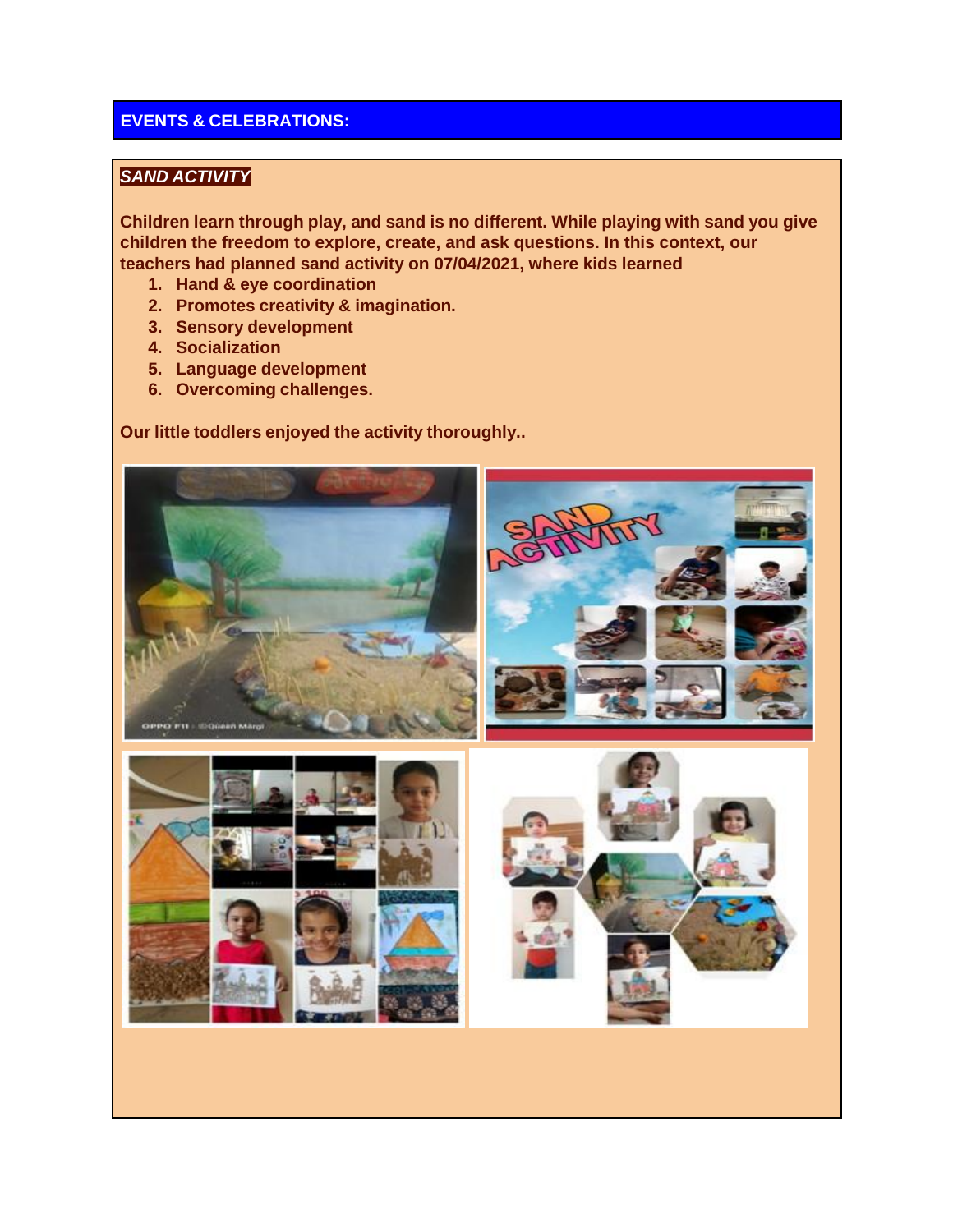## EVENTS & CELEBRATIONS:

### *SAND ACTIVITY*

**Children learn through play, and sand is no different. While playing with sand you give children the freedom to explore, create, and ask questions. In this context, our teachers had planned sand activity on 07/04/2021, where kids learned**

1. **Hand & eye coordination**
2. **Promotes creativity & imagination.**
3. **Sensory development**
4. **Socialization**
5. **Language development**
6. **Overcoming challenges.**

**Our little toddlers enjoyed the activity thoroughly..**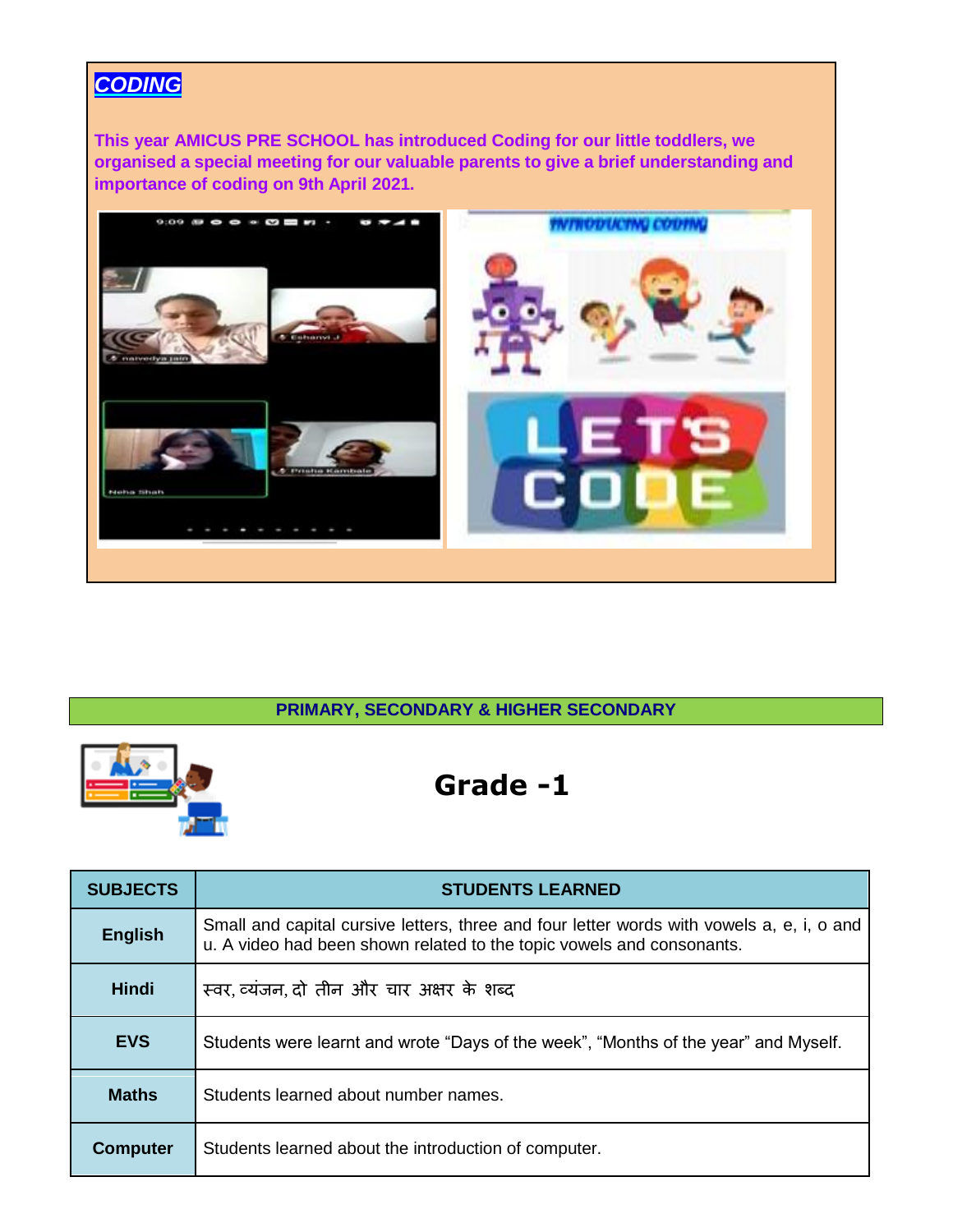## *CODING*

**This year AMICUS PRE SCHOOL has introduced Coding for our little toddlers, we organised a special meeting for our valuable parents to give a brief understanding and importance of coding on 9th April 2021.**

**PRIMARY, SECONDARY & HIGHER SECONDARY**

# Grade -1

| SUBJECTS | STUDENTS LEARNED |
|---|---|
| **English** | Small and capital cursive letters, three and four letter words with vowels a, e, i, o and u. A video had been shown related to the topic vowels and consonants. |
| **Hindi** | स्वर, व्यंजन, दो तीन और चार अक्षर के शब्द |
| **EVS** | Students were learnt and wrote "Days of the week", "Months of the year" and Myself. |
| **Maths** | Students learned about number names. |
| **Computer** | Students learned about the introduction of computer. |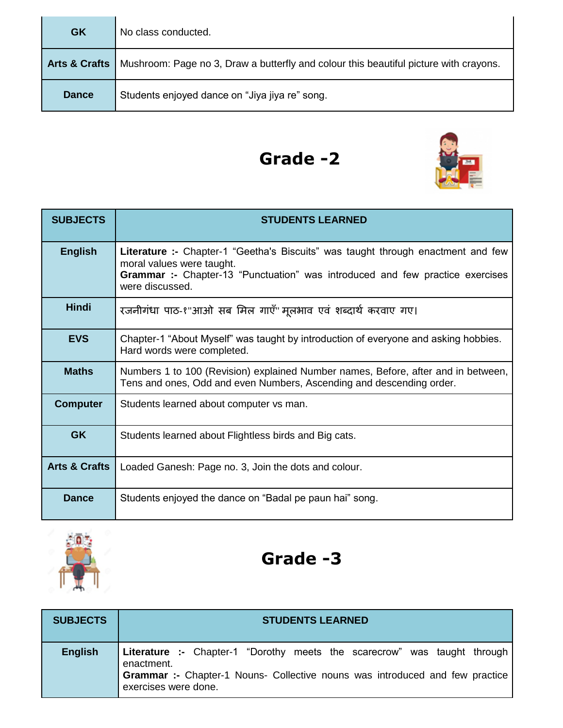| | |
|---|---|
| **GK** | No class conducted. |
| **Arts & Crafts** | Mushroom: Page no 3, Draw a butterfly and colour this beautiful picture with crayons. |
| **Dance** | Students enjoyed dance on "Jiya jiya re" song. |

# Grade -2

| SUBJECTS | STUDENTS LEARNED |
|---|---|
| **English** | **Literature :-** Chapter-1 "Geetha's Biscuits" was taught through enactment and few moral values were taught. **Grammar :-** Chapter-13 "Punctuation" was introduced and few practice exercises were discussed. |
| **Hindi** | रजनीगंधा पाठ-१"आओ सब मिल गाएँ" मूलभाव एवं शब्दार्थ करवाए गए। |
| **EVS** | Chapter-1 "About Myself" was taught by introduction of everyone and asking hobbies. Hard words were completed. |
| **Maths** | Numbers 1 to 100 (Revision) explained Number names, Before, after and in between, Tens and ones, Odd and even Numbers, Ascending and descending order. |
| **Computer** | Students learned about computer vs man. |
| **GK** | Students learned about Flightless birds and Big cats. |
| **Arts & Crafts** | Loaded Ganesh: Page no. 3, Join the dots and colour. |
| **Dance** | Students enjoyed the dance on "Badal pe paun hai" song. |

# Grade -3

| SUBJECTS | STUDENTS LEARNED |
|---|---|
| **English** | **Literature :-** Chapter-1 "Dorothy meets the scarecrow" was taught through enactment. **Grammar :-** Chapter-1 Nouns- Collective nouns was introduced and few practice exercises were done. |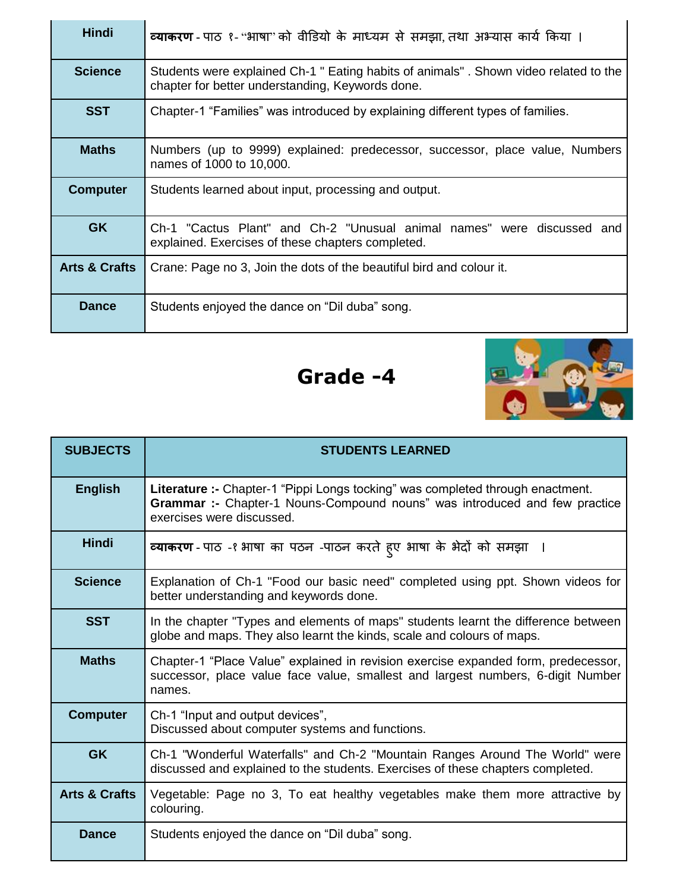| | |
|---|---|
| **Hindi** | **व्याकरण** - पाठ १- "भाषा" को वीडियो के माध्यम से समझा, तथा अभ्यास कार्य किया । |
| **Science** | Students were explained Ch-1 " Eating habits of animals" . Shown video related to the chapter for better understanding, Keywords done. |
| **SST** | Chapter-1 "Families" was introduced by explaining different types of families. |
| **Maths** | Numbers (up to 9999) explained: predecessor, successor, place value, Numbers names of 1000 to 10,000. |
| **Computer** | Students learned about input, processing and output. |
| **GK** | Ch-1 "Cactus Plant" and Ch-2 "Unusual animal names" were discussed and explained. Exercises of these chapters completed. |
| **Arts & Crafts** | Crane: Page no 3, Join the dots of the beautiful bird and colour it. |
| **Dance** | Students enjoyed the dance on "Dil duba" song. |

# Grade -4

| SUBJECTS | STUDENTS LEARNED |
|---|---|
| **English** | **Literature :-** Chapter-1 "Pippi Longs tocking" was completed through enactment. **Grammar :-** Chapter-1 Nouns-Compound nouns" was introduced and few practice exercises were discussed. |
| **Hindi** | **व्याकरण** - पाठ -१ भाषा का पठन -पाठन करते हुए भाषा के भेदों को समझा । |
| **Science** | Explanation of Ch-1 "Food our basic need" completed using ppt. Shown videos for better understanding and keywords done. |
| **SST** | In the chapter "Types and elements of maps" students learnt the difference between globe and maps. They also learnt the kinds, scale and colours of maps. |
| **Maths** | Chapter-1 "Place Value" explained in revision exercise expanded form, predecessor, successor, place value face value, smallest and largest numbers, 6-digit Number names. |
| **Computer** | Ch-1 "Input and output devices", Discussed about computer systems and functions. |
| **GK** | Ch-1 "Wonderful Waterfalls" and Ch-2 "Mountain Ranges Around The World" were discussed and explained to the students. Exercises of these chapters completed. |
| **Arts & Crafts** | Vegetable: Page no 3, To eat healthy vegetables make them more attractive by colouring. |
| **Dance** | Students enjoyed the dance on "Dil duba" song. |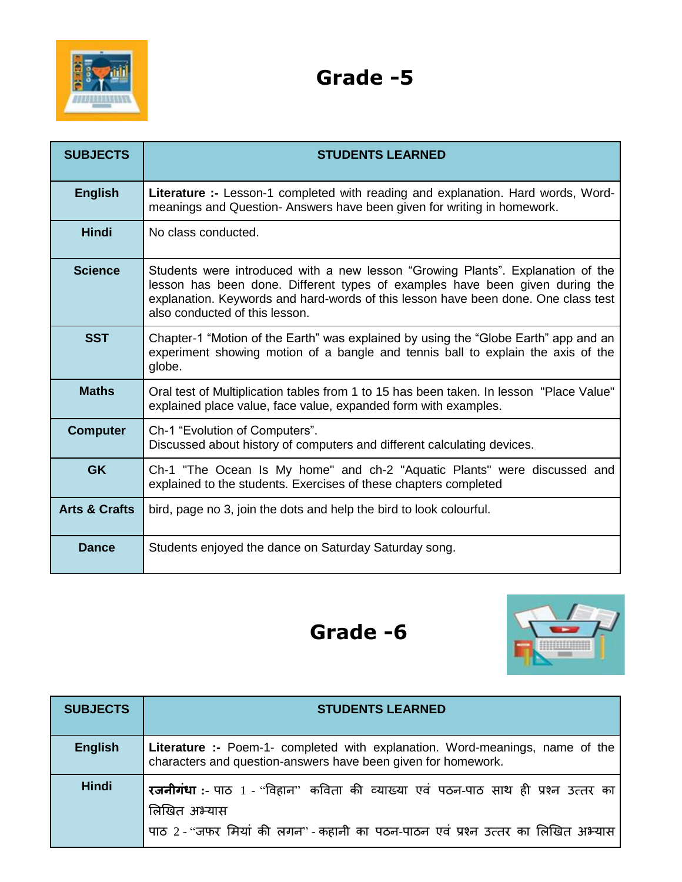## Grade -5

| SUBJECTS | STUDENTS LEARNED |
|---|---|
| English | **Literature :-** Lesson-1 completed with reading and explanation. Hard words, Word-meanings and Question- Answers have been given for writing in homework. |
| Hindi | No class conducted. |
| Science | Students were introduced with a new lesson “Growing Plants”. Explanation of the lesson has been done. Different types of examples have been given during the explanation. Keywords and hard-words of this lesson have been done. One class test also conducted of this lesson. |
| SST | Chapter-1 “Motion of the Earth” was explained by using the “Globe Earth” app and an experiment showing motion of a bangle and tennis ball to explain the axis of the globe. |
| Maths | Oral test of Multiplication tables from 1 to 15 has been taken. In lesson "Place Value" explained place value, face value, expanded form with examples. |
| Computer | Ch-1 “Evolution of Computers”. Discussed about history of computers and different calculating devices. |
| GK | Ch-1 "The Ocean Is My home" and ch-2 "Aquatic Plants" were discussed and explained to the students. Exercises of these chapters completed |
| Arts & Crafts | bird, page no 3, join the dots and help the bird to look colourful. |
| Dance | Students enjoyed the dance on Saturday Saturday song. |

## Grade -6

| SUBJECTS | STUDENTS LEARNED |
|---|---|
| English | **Literature :-** Poem-1- completed with explanation. Word-meanings, name of the characters and question-answers have been given for homework. |
| Hindi | **रजनीगंधा :-** पाठ 1 - “विहान” कविता की व्याख्या एवं पठन-पाठ साथ ही प्रश्न उत्तर का लिखित अभ्यास<br>पाठ 2 - “जफर मियां की लगन” - कहानी का पठन-पाठन एवं प्रश्न उत्तर का लिखित अभ्यास |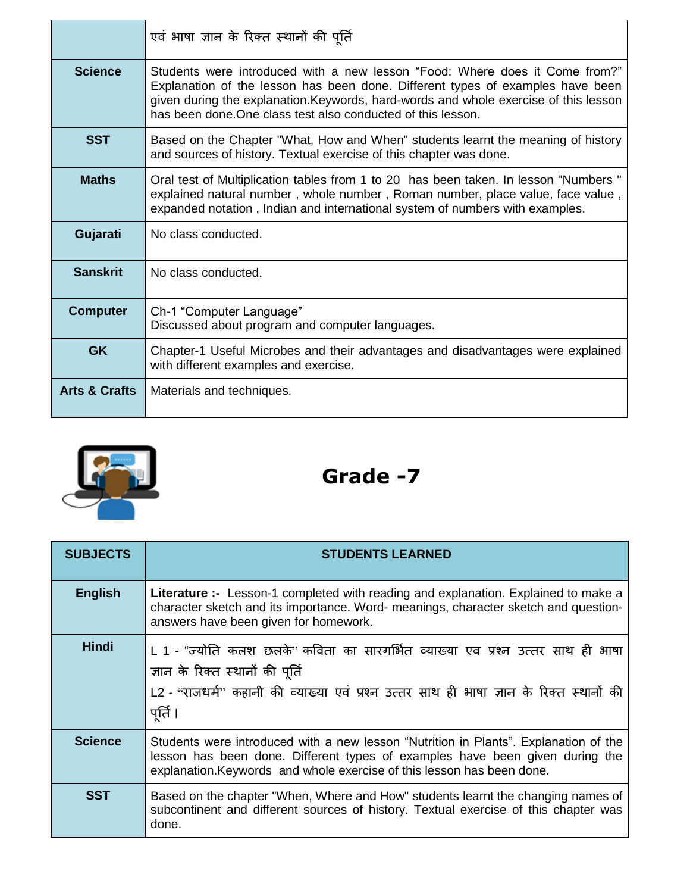|  |  |
|---|---|
|  | एवं भाषा ज्ञान के रिक्त स्थानों की पूर्ति |
| **Science** | Students were introduced with a new lesson “Food: Where does it Come from?” Explanation of the lesson has been done. Different types of examples have been given during the explanation.Keywords, hard-words and whole exercise of this lesson has been done.One class test also conducted of this lesson. |
| **SST** | Based on the Chapter "What, How and When" students learnt the meaning of history and sources of history. Textual exercise of this chapter was done. |
| **Maths** | Oral test of Multiplication tables from 1 to 20 has been taken. In lesson "Numbers " explained natural number , whole number , Roman number, place value, face value , expanded notation , Indian and international system of numbers with examples. |
| **Gujarati** | No class conducted. |
| **Sanskrit** | No class conducted. |
| **Computer** | Ch-1 “Computer Language”<br>Discussed about program and computer languages. |
| **GK** | Chapter-1 Useful Microbes and their advantages and disadvantages were explained with different examples and exercise. |
| **Arts & Crafts** | Materials and techniques. |

## Grade -7

| SUBJECTS | STUDENTS LEARNED |
|---|---|
| **English** | **Literature :-** Lesson-1 completed with reading and explanation. Explained to make a character sketch and its importance. Word- meanings, character sketch and question-answers have been given for homework. |
| **Hindi** | L 1 - “ज्योति कलश छलके” कविता का सारगर्भित व्याख्या एव प्रश्न उत्तर साथ ही भाषा ज्ञान के रिक्त स्थानों की पूर्ति<br>L2 - “राजधर्म” कहानी की व्याख्या एवं प्रश्न उत्तर साथ ही भाषा ज्ञान के रिक्त स्थानों की पूर्ति। |
| **Science** | Students were introduced with a new lesson “Nutrition in Plants”. Explanation of the lesson has been done. Different types of examples have been given during the explanation.Keywords and whole exercise of this lesson has been done. |
| **SST** | Based on the chapter "When, Where and How" students learnt the changing names of subcontinent and different sources of history. Textual exercise of this chapter was done. |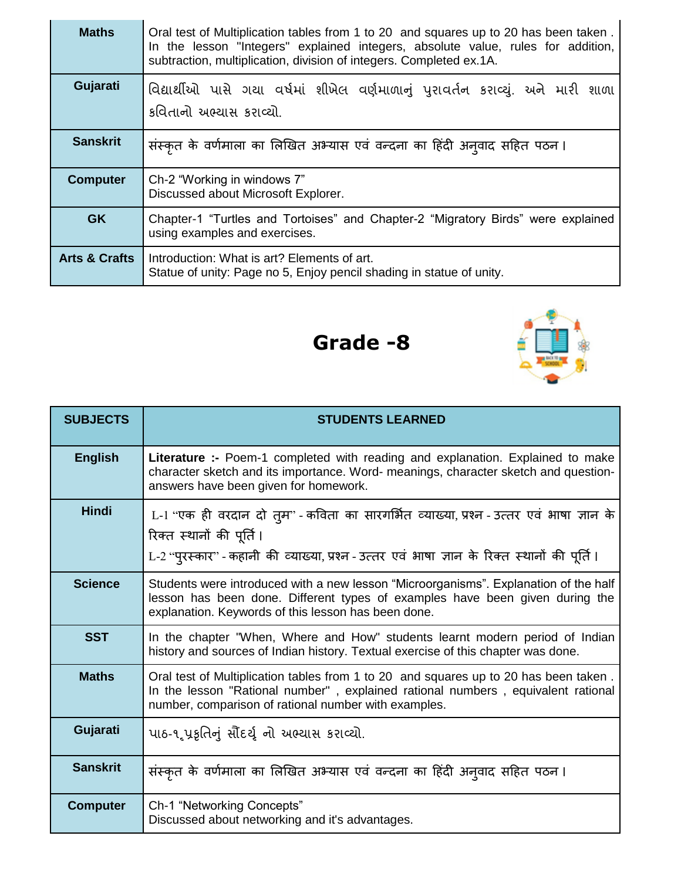| | |
|---|---|
| **Maths** | Oral test of Multiplication tables from 1 to 20 and squares up to 20 has been taken . In the lesson "Integers" explained integers, absolute value, rules for addition, subtraction, multiplication, division of integers. Completed ex.1A. |
| **Gujarati** | વિદ્યાર્થીઓ પાસે ગયા વર્ષમાં શીખેલ વર્ણમાળાનું પુરાવર્તન કરાવ્યું. અને મારી શાળા કવિતાનો અભ્યાસ કરાવ્યો. |
| **Sanskrit** | संस्कृत के वर्णमाला का लिखित अभ्यास एवं वन्दना का हिंदी अनुवाद सहित पठन। |
| **Computer** | Ch-2 “Working in windows 7”<br>Discussed about Microsoft Explorer. |
| **GK** | Chapter-1 “Turtles and Tortoises” and Chapter-2 “Migratory Birds” were explained using examples and exercises. |
| **Arts & Crafts** | Introduction: What is art? Elements of art.<br>Statue of unity: Page no 5, Enjoy pencil shading in statue of unity. |

# Grade -8

| SUBJECTS | STUDENTS LEARNED |
|---|---|
| **English** | **Literature :-** Poem-1 completed with reading and explanation. Explained to make character sketch and its importance. Word- meanings, character sketch and question-answers have been given for homework. |
| **Hindi** | L-1 “एक ही वरदान दो तुम” - कविता का सारगर्भित व्याख्या, प्रश्न - उत्तर एवं भाषा ज्ञान के रिक्त स्थानों की पूर्ति।<br>L-2 “पुरस्कार” - कहानी की व्याख्या, प्रश्न - उत्तर एवं भाषा ज्ञान के रिक्त स्थानों की पूर्ति। |
| **Science** | Students were introduced with a new lesson “Microorganisms”. Explanation of the half lesson has been done. Different types of examples have been given during the explanation. Keywords of this lesson has been done. |
| **SST** | In the chapter "When, Where and How" students learnt modern period of Indian history and sources of Indian history. Textual exercise of this chapter was done. |
| **Maths** | Oral test of Multiplication tables from 1 to 20 and squares up to 20 has been taken . In the lesson "Rational number" , explained rational numbers , equivalent rational number, comparison of rational number with examples. |
| **Gujarati** | પાઠ-૧ પ્રકૃતિનું સૌંદર્ય નો અભ્યાસ કરાવ્યો. |
| **Sanskrit** | संस्कृत के वर्णमाला का लिखित अभ्यास एवं वन्दना का हिंदी अनुवाद सहित पठन। |
| **Computer** | Ch-1 “Networking Concepts”<br>Discussed about networking and it's advantages. |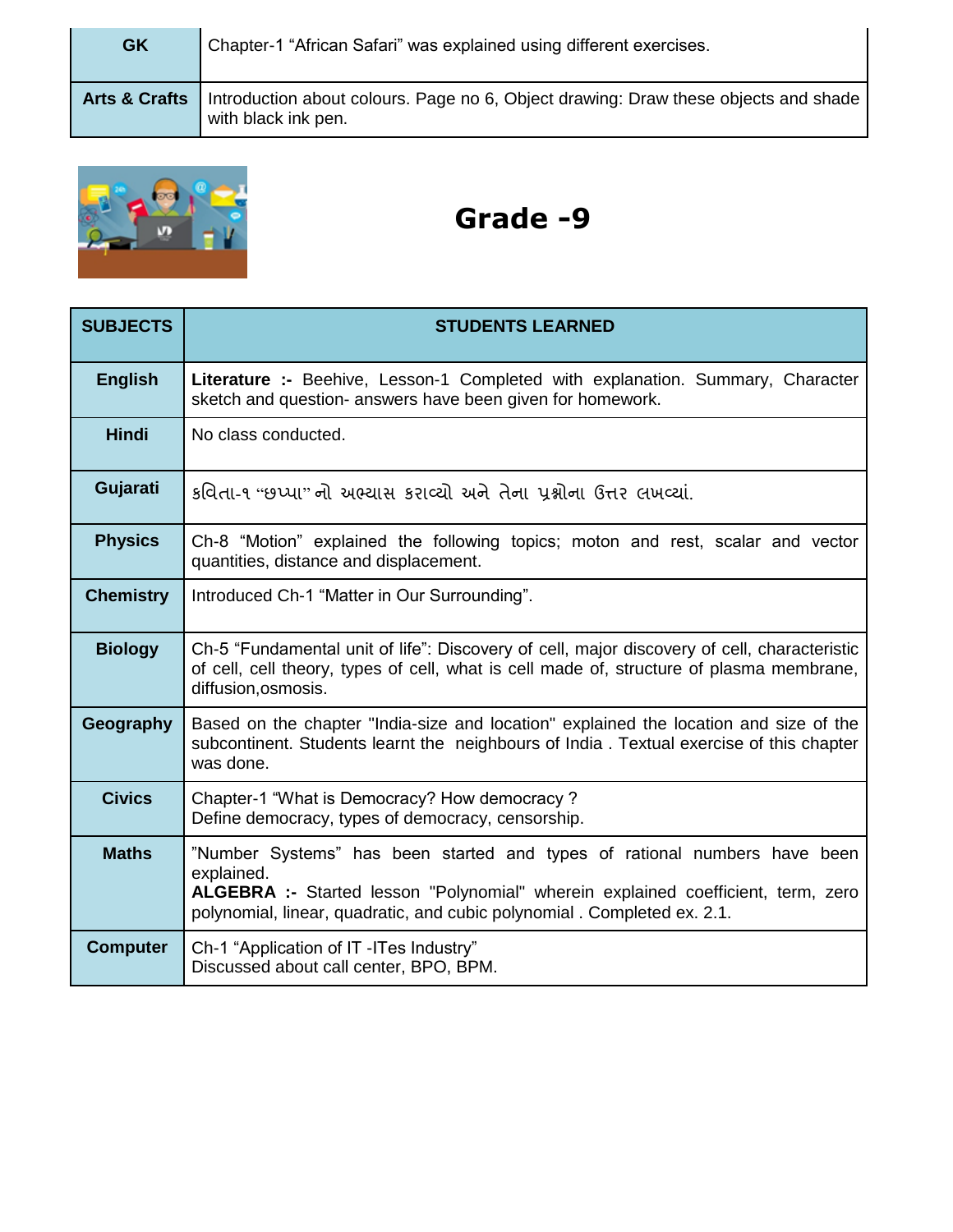| GK | Chapter-1 “African Safari” was explained using different exercises. |
|---|---|
| **Arts & Crafts** | Introduction about colours. Page no 6, Object drawing: Draw these objects and shade with black ink pen. |

# Grade -9

| SUBJECTS | STUDENTS LEARNED |
|---|---|
| **English** | **Literature :-** Beehive, Lesson-1 Completed with explanation. Summary, Character sketch and question- answers have been given for homework. |
| **Hindi** | No class conducted. |
| **Gujarati** | કવિતા-૧ “છપ્પા” નો અભ્યાસ કરાવ્યો અને તેના પ્રશ્નોના ઉત્તર લખવ્યાં. |
| **Physics** | Ch-8 “Motion” explained the following topics; moton and rest, scalar and vector quantities, distance and displacement. |
| **Chemistry** | Introduced Ch-1 “Matter in Our Surrounding”. |
| **Biology** | Ch-5 “Fundamental unit of life”: Discovery of cell, major discovery of cell, characteristic of cell, cell theory, types of cell, what is cell made of, structure of plasma membrane, diffusion,osmosis. |
| **Geography** | Based on the chapter "India-size and location" explained the location and size of the subcontinent. Students learnt the neighbours of India . Textual exercise of this chapter was done. |
| **Civics** | Chapter-1 “What is Democracy? How democracy ?<br>Define democracy, types of democracy, censorship. |
| **Maths** | ”Number Systems” has been started and types of rational numbers have been explained.<br>**ALGEBRA :-** Started lesson "Polynomial" wherein explained coefficient, term, zero polynomial, linear, quadratic, and cubic polynomial . Completed ex. 2.1. |
| **Computer** | Ch-1 “Application of IT -ITes Industry”<br>Discussed about call center, BPO, BPM. |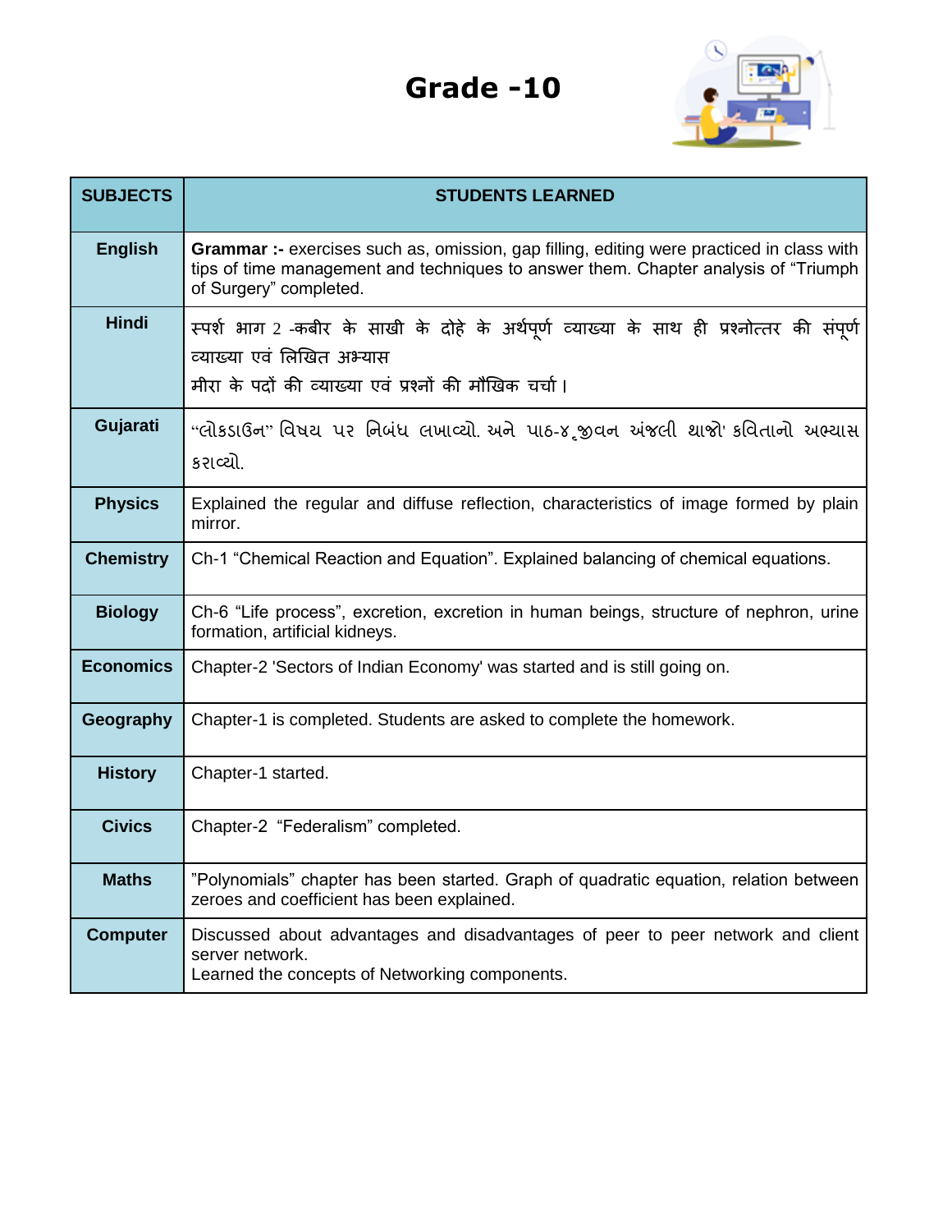# Grade -10

| SUBJECTS | STUDENTS LEARNED |
|---|---|
| **English** | **Grammar :-** exercises such as, omission, gap filling, editing were practiced in class with tips of time management and techniques to answer them. Chapter analysis of "Triumph of Surgery" completed. |
| **Hindi** | स्पर्श भाग 2 -कबीर के साखी के दोहे के अर्थपूर्ण व्याख्या के साथ ही प्रश्नोत्तर की संपूर्ण व्याख्या एवं लिखित अभ्यास<br>मीरा के पदों की व्याख्या एवं प्रश्नों की मौखिक चर्चा। |
| **Gujarati** | "લોકડાઉન" વિષય પર નિબંધ લખાવ્યો. અને પાઠ-૪ ,જીવન અંજલી થાજો' કવિતાનો અભ્યાસ કરાવ્યો. |
| **Physics** | Explained the regular and diffuse reflection, characteristics of image formed by plain mirror. |
| **Chemistry** | Ch-1 "Chemical Reaction and Equation". Explained balancing of chemical equations. |
| **Biology** | Ch-6 "Life process", excretion, excretion in human beings, structure of nephron, urine formation, artificial kidneys. |
| **Economics** | Chapter-2 'Sectors of Indian Economy' was started and is still going on. |
| **Geography** | Chapter-1 is completed. Students are asked to complete the homework. |
| **History** | Chapter-1 started. |
| **Civics** | Chapter-2 "Federalism" completed. |
| **Maths** | "Polynomials" chapter has been started. Graph of quadratic equation, relation between zeroes and coefficient has been explained. |
| **Computer** | Discussed about advantages and disadvantages of peer to peer network and client server network.<br>Learned the concepts of Networking components. |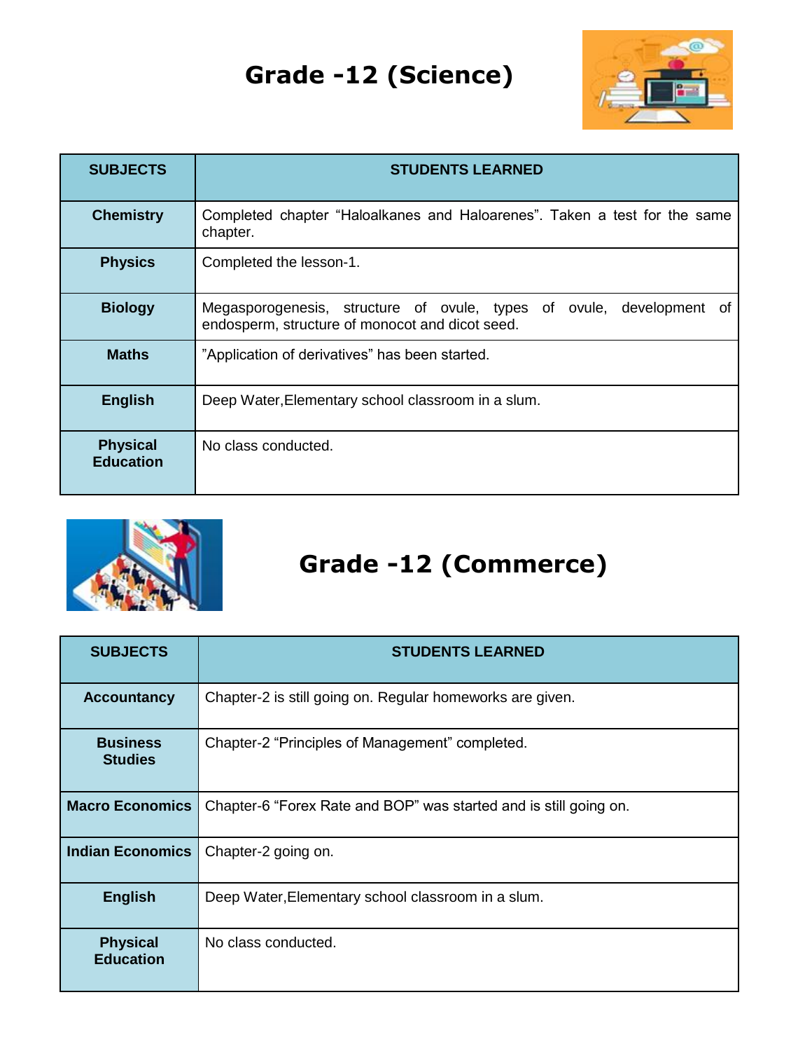# Grade -12 (Science)

| SUBJECTS | STUDENTS LEARNED |
|---|---|
| **Chemistry** | Completed chapter “Haloalkanes and Haloarenes”. Taken a test for the same chapter. |
| **Physics** | Completed the lesson-1. |
| **Biology** | Megasporogenesis, structure of ovule, types of ovule, development of endosperm, structure of monocot and dicot seed. |
| **Maths** | ”Application of derivatives” has been started. |
| **English** | Deep Water,Elementary school classroom in a slum. |
| **Physical Education** | No class conducted. |

# Grade -12 (Commerce)

| SUBJECTS | STUDENTS LEARNED |
|---|---|
| **Accountancy** | Chapter-2 is still going on. Regular homeworks are given. |
| **Business Studies** | Chapter-2 “Principles of Management” completed. |
| **Macro Economics** | Chapter-6 “Forex Rate and BOP” was started and is still going on. |
| **Indian Economics** | Chapter-2 going on. |
| **English** | Deep Water,Elementary school classroom in a slum. |
| **Physical Education** | No class conducted. |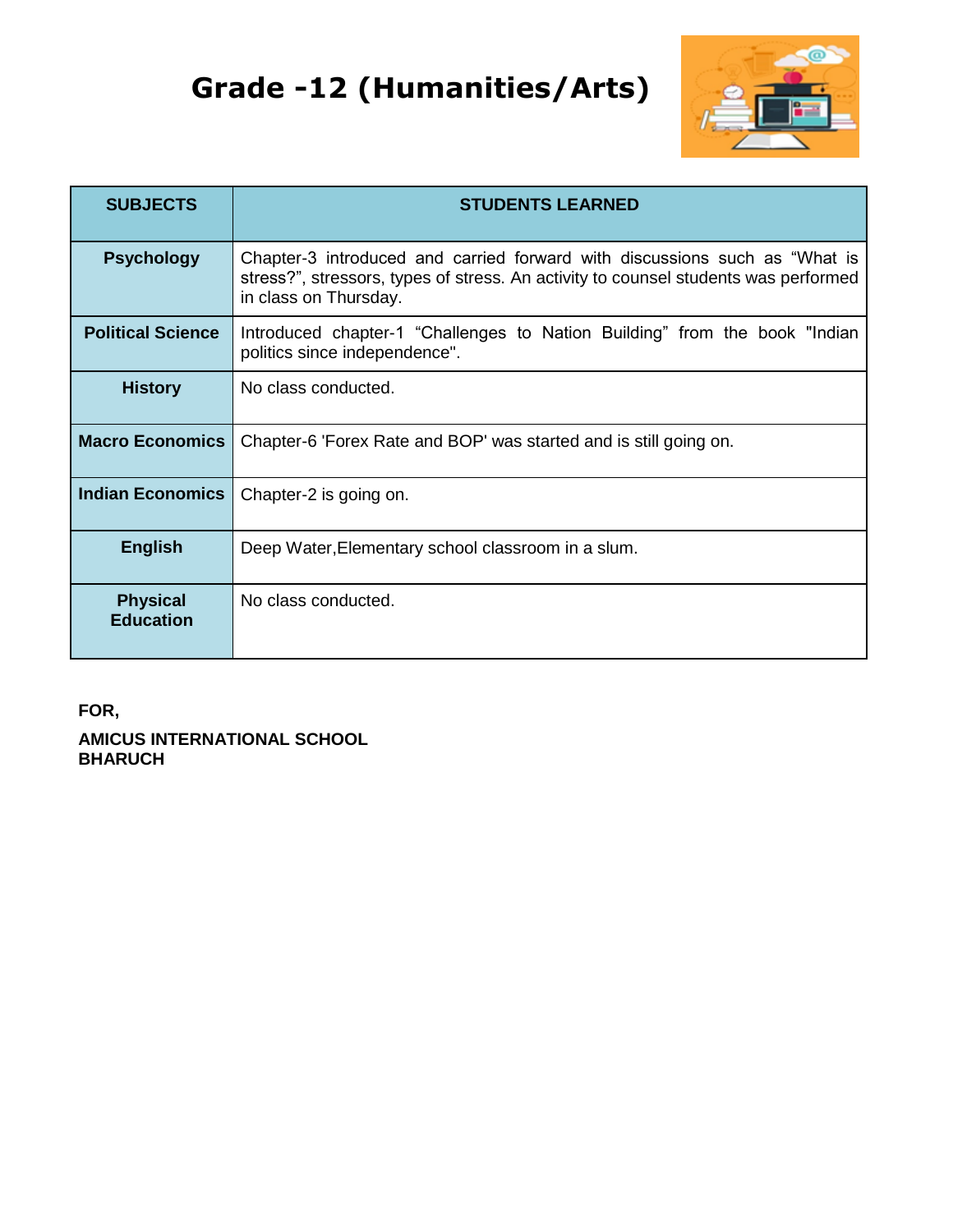# Grade -12 (Humanities/Arts)

| SUBJECTS | STUDENTS LEARNED |
|---|---|
| **Psychology** | Chapter-3 introduced and carried forward with discussions such as "What is stress?", stressors, types of stress. An activity to counsel students was performed in class on Thursday. |
| **Political Science** | Introduced chapter-1 "Challenges to Nation Building" from the book "Indian politics since independence". |
| **History** | No class conducted. |
| **Macro Economics** | Chapter-6 'Forex Rate and BOP' was started and is still going on. |
| **Indian Economics** | Chapter-2 is going on. |
| **English** | Deep Water,Elementary school classroom in a slum. |
| **Physical Education** | No class conducted. |

**FOR,**

**AMICUS INTERNATIONAL SCHOOL**
**BHARUCH**